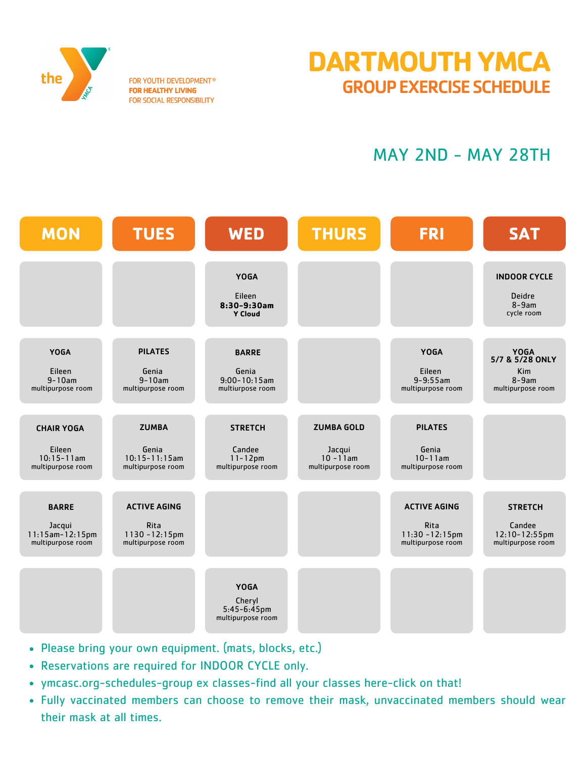the YMCA

FOR YOUTH DEVELOPMENT®
**FOR HEALTHY LIVING**
FOR SOCIAL RESPONSIBILITY

# DARTMOUTH YMCA

## GROUP EXERCISE SCHEDULE

### MAY 2ND - MAY 28TH

| MON | TUES | WED | THURS | FRI | SAT |
|---|---|---|---|---|---|
| | | **YOGA**<br>Eileen<br>**8:30-9:30am**<br>**Y Cloud** | | | **INDOOR CYCLE**<br>Deidre<br>8-9am<br>cycle room |
| **YOGA**<br>Eileen<br>9-10am<br>multipurpose room | **PILATES**<br>Genia<br>9-10am<br>multipurpose room | **BARRE**<br>Genia<br>9:00-10:15am<br>multiurpose room | | **YOGA**<br>Eileen<br>9-9:55am<br>multipurpose room | **YOGA**<br>**5/7 & 5/28 ONLY**<br>Kim<br>8-9am<br>multipurpose room |
| **CHAIR YOGA**<br>Eileen<br>10:15-11am<br>multipurpose room | **ZUMBA**<br>Genia<br>10:15-11:15am<br>multipurpose room | **STRETCH**<br>Candee<br>11-12pm<br>multipurpose room | **ZUMBA GOLD**<br>Jacqui<br>10 -11am<br>multipurpose room | **PILATES**<br>Genia<br>10-11am<br>multipurpose room | |
| **BARRE**<br>Jacqui<br>11:15am-12:15pm<br>multipurpose room | **ACTIVE AGING**<br>Rita<br>1130 -12:15pm<br>multipurpose room | | | **ACTIVE AGING**<br>Rita<br>11:30 -12:15pm<br>multipurpose room | **STRETCH**<br>Candee<br>12:10-12:55pm<br>multipurpose room |
| | | **YOGA**<br>Cheryl<br>5:45-6:45pm<br>multipurpose room | | | |

- Please bring your own equipment. (mats, blocks, etc.)
- Reservations are required for INDOOR CYCLE only.
- ymcasc.org-schedules-group ex classes-find all your classes here-click on that!
- Fully vaccinated members can choose to remove their mask, unvaccinated members should wear their mask at all times.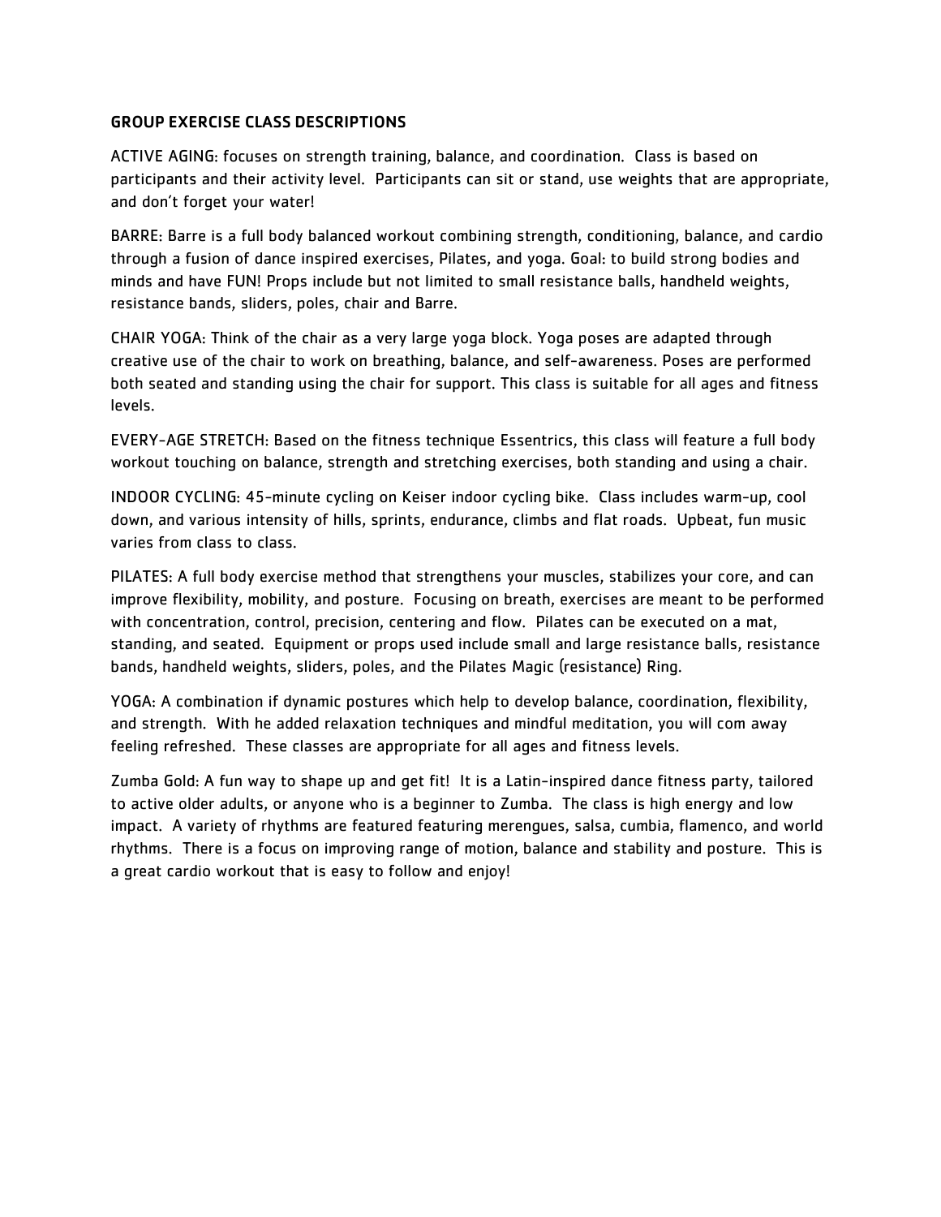## GROUP EXERCISE CLASS DESCRIPTIONS

ACTIVE AGING: focuses on strength training, balance, and coordination. Class is based on participants and their activity level. Participants can sit or stand, use weights that are appropriate, and don't forget your water!

BARRE: Barre is a full body balanced workout combining strength, conditioning, balance, and cardio through a fusion of dance inspired exercises, Pilates, and yoga. Goal: to build strong bodies and minds and have FUN! Props include but not limited to small resistance balls, handheld weights, resistance bands, sliders, poles, chair and Barre.

CHAIR YOGA: Think of the chair as a very large yoga block. Yoga poses are adapted through creative use of the chair to work on breathing, balance, and self-awareness. Poses are performed both seated and standing using the chair for support. This class is suitable for all ages and fitness levels.

EVERY-AGE STRETCH: Based on the fitness technique Essentrics, this class will feature a full body workout touching on balance, strength and stretching exercises, both standing and using a chair.

INDOOR CYCLING: 45-minute cycling on Keiser indoor cycling bike. Class includes warm-up, cool down, and various intensity of hills, sprints, endurance, climbs and flat roads. Upbeat, fun music varies from class to class.

PILATES: A full body exercise method that strengthens your muscles, stabilizes your core, and can improve flexibility, mobility, and posture. Focusing on breath, exercises are meant to be performed with concentration, control, precision, centering and flow. Pilates can be executed on a mat, standing, and seated. Equipment or props used include small and large resistance balls, resistance bands, handheld weights, sliders, poles, and the Pilates Magic (resistance) Ring.

YOGA: A combination if dynamic postures which help to develop balance, coordination, flexibility, and strength. With he added relaxation techniques and mindful meditation, you will com away feeling refreshed. These classes are appropriate for all ages and fitness levels.

Zumba Gold: A fun way to shape up and get fit! It is a Latin-inspired dance fitness party, tailored to active older adults, or anyone who is a beginner to Zumba. The class is high energy and low impact. A variety of rhythms are featured featuring merengues, salsa, cumbia, flamenco, and world rhythms. There is a focus on improving range of motion, balance and stability and posture. This is a great cardio workout that is easy to follow and enjoy!